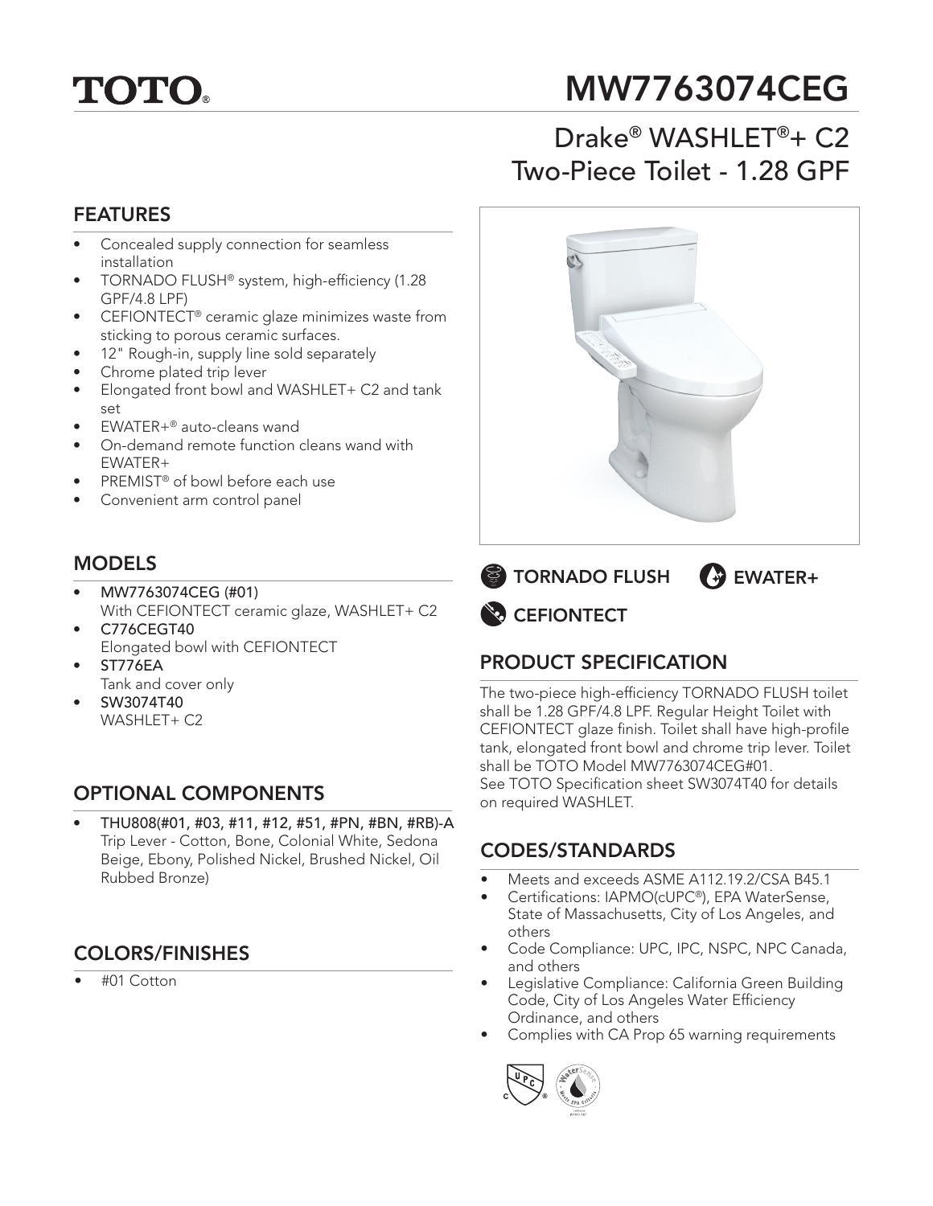# TOTO®

# MW7763074CEG

## Drake® WASHLET®+ C2 Two-Piece Toilet - 1.28 GPF

## FEATURES

- Concealed supply connection for seamless installation
- TORNADO FLUSH® system, high-efficiency (1.28 GPF/4.8 LPF)
- CEFIONTECT® ceramic glaze minimizes waste from sticking to porous ceramic surfaces.
- 12" Rough-in, supply line sold separately
- Chrome plated trip lever
- Elongated front bowl and WASHLET+ C2 and tank set
- EWATER+® auto-cleans wand
- On-demand remote function cleans wand with EWATER+
- PREMIST® of bowl before each use
- Convenient arm control panel

TORNADO FLUSH

EWATER+

CEFIONTECT

## MODELS

- MW7763074CEG (#01)
  With CEFIONTECT ceramic glaze, WASHLET+ C2
- C776CEGT40
  Elongated bowl with CEFIONTECT
- ST776EA
  Tank and cover only
- SW3074T40
  WASHLET+ C2

## PRODUCT SPECIFICATION

The two-piece high-efficiency TORNADO FLUSH toilet shall be 1.28 GPF/4.8 LPF. Regular Height Toilet with CEFIONTECT glaze finish. Toilet shall have high-profile tank, elongated front bowl and chrome trip lever. Toilet shall be TOTO Model MW7763074CEG#01.
See TOTO Specification sheet SW3074T40 for details on required WASHLET.

## OPTIONAL COMPONENTS

- THU808(#01, #03, #11, #12, #51, #PN, #BN, #RB)-A
  Trip Lever - Cotton, Bone, Colonial White, Sedona Beige, Ebony, Polished Nickel, Brushed Nickel, Oil Rubbed Bronze)

## CODES/STANDARDS

- Meets and exceeds ASME A112.19.2/CSA B45.1
- Certifications: IAPMO(cUPC®), EPA WaterSense, State of Massachusetts, City of Los Angeles, and others
- Code Compliance: UPC, IPC, NSPC, NPC Canada, and others
- Legislative Compliance: California Green Building Code, City of Los Angeles Water Efficiency Ordinance, and others
- Complies with CA Prop 65 warning requirements

## COLORS/FINISHES

- #01 Cotton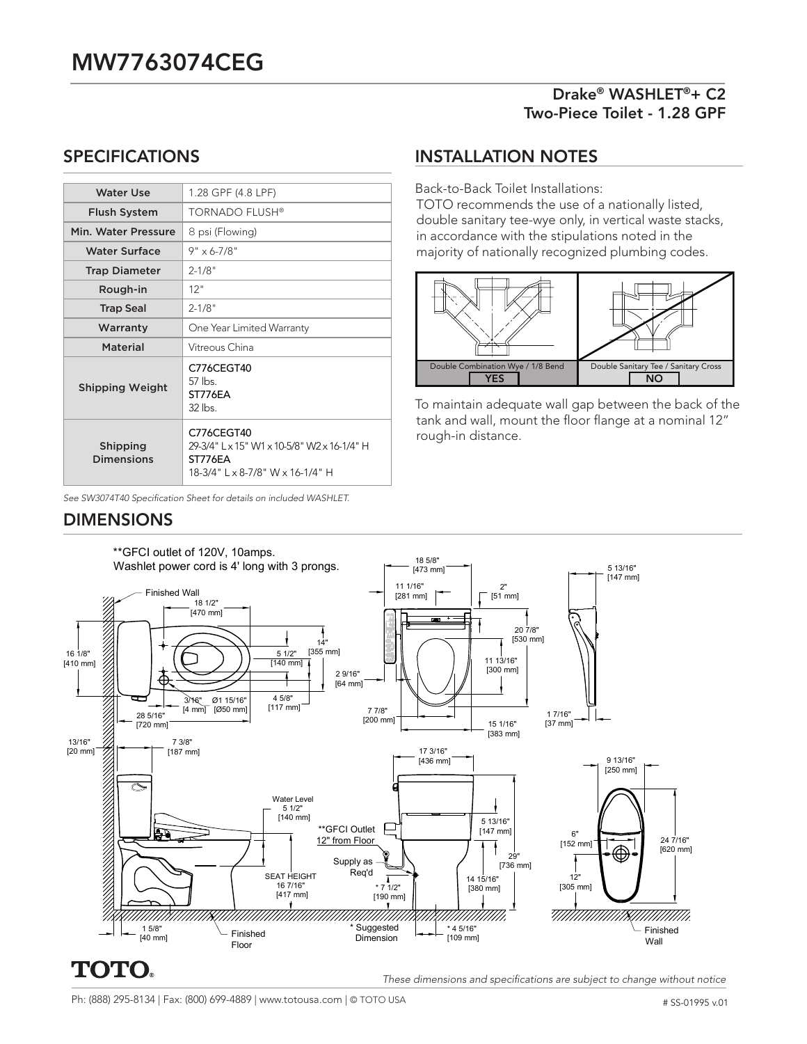# MW7763074CEG

**Drake® WASHLET®+ C2**
**Two-Piece Toilet - 1.28 GPF**

## SPECIFICATIONS

| | |
|---|---|
| Water Use | 1.28 GPF (4.8 LPF) |
| Flush System | TORNADO FLUSH® |
| Min. Water Pressure | 8 psi (Flowing) |
| Water Surface | 9" x 6-7/8" |
| Trap Diameter | 2-1/8" |
| Rough-in | 12" |
| Trap Seal | 2-1/8" |
| Warranty | One Year Limited Warranty |
| Material | Vitreous China |
| Shipping Weight | C776CEGT40<br>57 lbs.<br>ST776EA<br>32 lbs. |
| Shipping Dimensions | C776CEGT40<br>29-3/4" L x 15" W1 x 10-5/8" W2 x 16-1/4" H<br>ST776EA<br>18-3/4" L x 8-7/8" W x 16-1/4" H |

*See SW3074T40 Specification Sheet for details on included WASHLET.*

## INSTALLATION NOTES

Back-to-Back Toilet Installations:
TOTO recommends the use of a nationally listed, double sanitary tee-wye only, in vertical waste stacks, in accordance with the stipulations noted in the majority of nationally recognized plumbing codes.

Double Combination Wye / 1/8 Bend
YES

Double Sanitary Tee / Sanitary Cross
NO

To maintain adequate wall gap between the back of the tank and wall, mount the floor flange at a nominal 12" rough-in distance.

## DIMENSIONS

**GFCI outlet of 120V, 10amps.
Washlet power cord is 4' long with 3 prongs.

Finished Wall
18 1/2" [470 mm]
14" [355 mm]
16 1/8" [410 mm]
5 1/2" [140 mm]
2 9/16" [64 mm]
3/16" [4 mm]
Ø1 15/16" [Ø50 mm]
4 5/8" [117 mm]
28 5/16" [720 mm]
18 5/8" [473 mm]
11 1/16" [281 mm]
2" [51 mm]
20 7/8" [530 mm]
11 13/16" [300 mm]
7 7/8" [200 mm]
15 1/16" [383 mm]
5 13/16" [147 mm]
1 7/16" [37 mm]
13/16" [20 mm]
7 3/8" [187 mm]
Water Level 5 1/2" [140 mm]
SEAT HEIGHT 16 7/16" [417 mm]
1 5/8" [40 mm]
Finished Floor
17 3/16" [436 mm]
**GFCI Outlet 12" from Floor
Supply as Req'd
5 13/16" [147 mm]
29" [736 mm]
14 15/16" [380 mm]
* 7 1/2" [190 mm]
* Suggested Dimension
* 4 5/16" [109 mm]
9 13/16" [250 mm]
6" [152 mm]
24 7/16" [620 mm]
12" [305 mm]
Finished Wall

TOTO®

*These dimensions and specifications are subject to change without notice*

Ph: (888) 295-8134 | Fax: (800) 699-4889 | www.totousa.com | © TOTO USA

# SS-01995 v.01